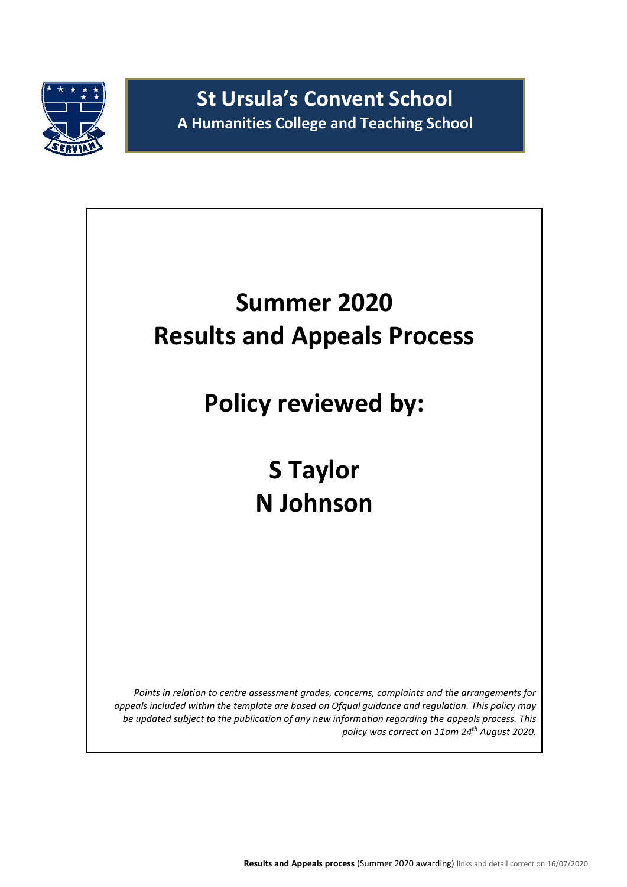# St Ursula's Convent School

**A Humanities College and Teaching School**

# Summer 2020
# Results and Appeals Process

## Policy reviewed by:

## S Taylor
## N Johnson

*Points in relation to centre assessment grades, concerns, complaints and the arrangements for appeals included within the template are based on Ofqual guidance and regulation. This policy may be updated subject to the publication of any new information regarding the appeals process. This policy was correct on 11am 24th August 2020.*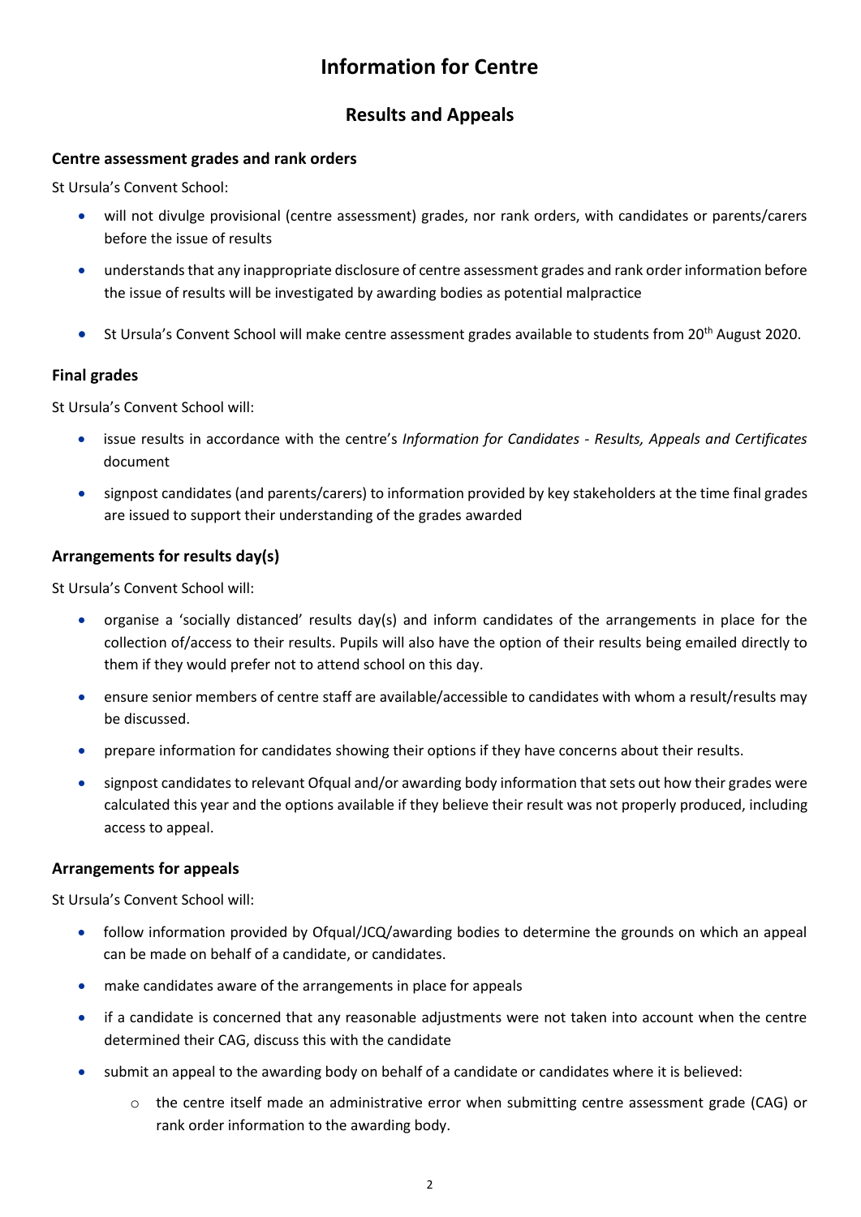# Information for Centre

## Results and Appeals

### Centre assessment grades and rank orders

St Ursula's Convent School:

- will not divulge provisional (centre assessment) grades, nor rank orders, with candidates or parents/carers before the issue of results
- understands that any inappropriate disclosure of centre assessment grades and rank order information before the issue of results will be investigated by awarding bodies as potential malpractice
- St Ursula's Convent School will make centre assessment grades available to students from 20th August 2020.

### Final grades

St Ursula's Convent School will:

- issue results in accordance with the centre's *Information for Candidates - Results, Appeals and Certificates* document
- signpost candidates (and parents/carers) to information provided by key stakeholders at the time final grades are issued to support their understanding of the grades awarded

### Arrangements for results day(s)

St Ursula's Convent School will:

- organise a 'socially distanced' results day(s) and inform candidates of the arrangements in place for the collection of/access to their results. Pupils will also have the option of their results being emailed directly to them if they would prefer not to attend school on this day.
- ensure senior members of centre staff are available/accessible to candidates with whom a result/results may be discussed.
- prepare information for candidates showing their options if they have concerns about their results.
- signpost candidates to relevant Ofqual and/or awarding body information that sets out how their grades were calculated this year and the options available if they believe their result was not properly produced, including access to appeal.

### Arrangements for appeals

St Ursula's Convent School will:

- follow information provided by Ofqual/JCQ/awarding bodies to determine the grounds on which an appeal can be made on behalf of a candidate, or candidates.
- make candidates aware of the arrangements in place for appeals
- if a candidate is concerned that any reasonable adjustments were not taken into account when the centre determined their CAG, discuss this with the candidate
- submit an appeal to the awarding body on behalf of a candidate or candidates where it is believed:
  - the centre itself made an administrative error when submitting centre assessment grade (CAG) or rank order information to the awarding body.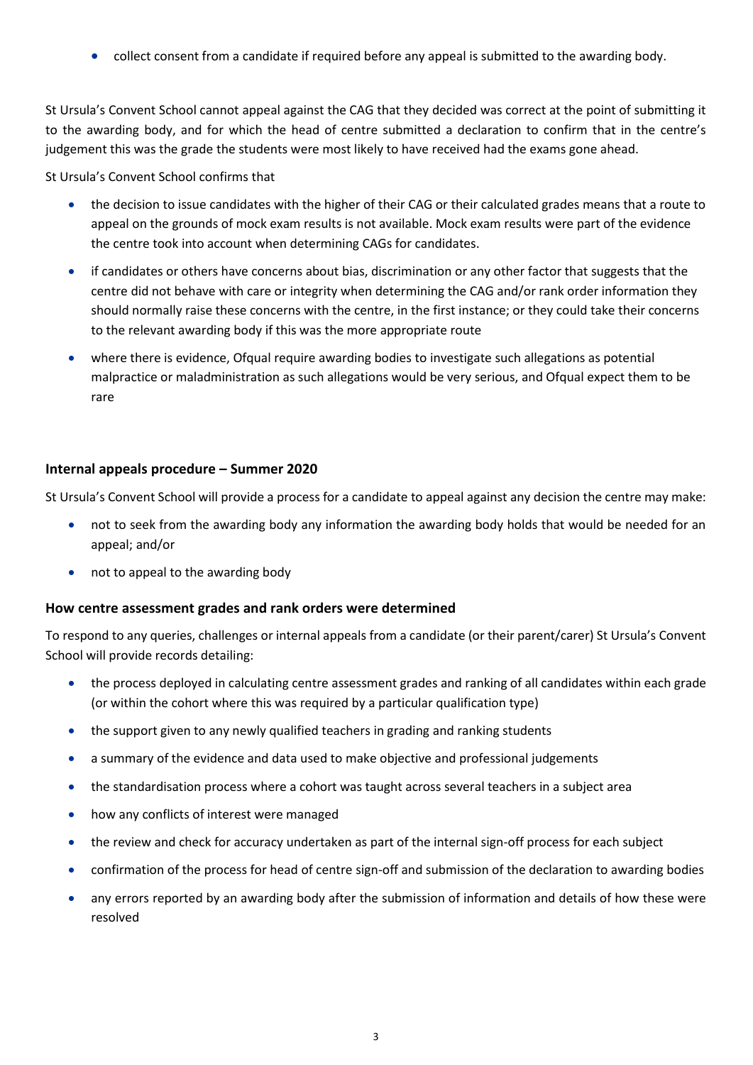- collect consent from a candidate if required before any appeal is submitted to the awarding body.

St Ursula's Convent School cannot appeal against the CAG that they decided was correct at the point of submitting it to the awarding body, and for which the head of centre submitted a declaration to confirm that in the centre's judgement this was the grade the students were most likely to have received had the exams gone ahead.

St Ursula's Convent School confirms that

- the decision to issue candidates with the higher of their CAG or their calculated grades means that a route to appeal on the grounds of mock exam results is not available. Mock exam results were part of the evidence the centre took into account when determining CAGs for candidates.
- if candidates or others have concerns about bias, discrimination or any other factor that suggests that the centre did not behave with care or integrity when determining the CAG and/or rank order information they should normally raise these concerns with the centre, in the first instance; or they could take their concerns to the relevant awarding body if this was the more appropriate route
- where there is evidence, Ofqual require awarding bodies to investigate such allegations as potential malpractice or maladministration as such allegations would be very serious, and Ofqual expect them to be rare

### Internal appeals procedure – Summer 2020

St Ursula's Convent School will provide a process for a candidate to appeal against any decision the centre may make:

- not to seek from the awarding body any information the awarding body holds that would be needed for an appeal; and/or
- not to appeal to the awarding body

### How centre assessment grades and rank orders were determined

To respond to any queries, challenges or internal appeals from a candidate (or their parent/carer) St Ursula's Convent School will provide records detailing:

- the process deployed in calculating centre assessment grades and ranking of all candidates within each grade (or within the cohort where this was required by a particular qualification type)
- the support given to any newly qualified teachers in grading and ranking students
- a summary of the evidence and data used to make objective and professional judgements
- the standardisation process where a cohort was taught across several teachers in a subject area
- how any conflicts of interest were managed
- the review and check for accuracy undertaken as part of the internal sign-off process for each subject
- confirmation of the process for head of centre sign-off and submission of the declaration to awarding bodies
- any errors reported by an awarding body after the submission of information and details of how these were resolved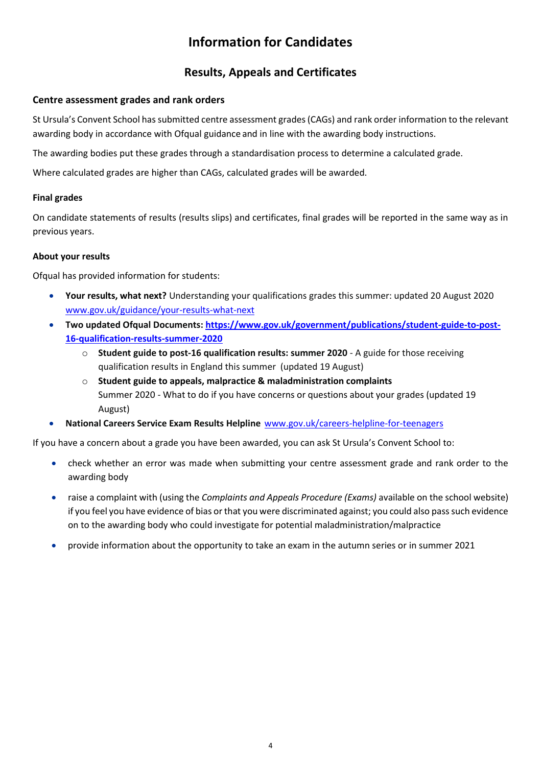# Information for Candidates

## Results, Appeals and Certificates

### Centre assessment grades and rank orders

St Ursula's Convent School has submitted centre assessment grades (CAGs) and rank order information to the relevant awarding body in accordance with Ofqual guidance and in line with the awarding body instructions.

The awarding bodies put these grades through a standardisation process to determine a calculated grade.

Where calculated grades are higher than CAGs, calculated grades will be awarded.

#### Final grades

On candidate statements of results (results slips) and certificates, final grades will be reported in the same way as in previous years.

#### About your results

Ofqual has provided information for students:

- **Your results, what next?** Understanding your qualifications grades this summer: updated 20 August 2020 [www.gov.uk/guidance/your-results-what-next](www.gov.uk/guidance/your-results-what-next)
- **Two updated Ofqual Documents: [https://www.gov.uk/government/publications/student-guide-to-post-16-qualification-results-summer-2020](https://www.gov.uk/government/publications/student-guide-to-post-16-qualification-results-summer-2020)**
    - **Student guide to post-16 qualification results: summer 2020** - A guide for those receiving qualification results in England this summer (updated 19 August)
    - **Student guide to appeals, malpractice & maladministration complaints** Summer 2020 - What to do if you have concerns or questions about your grades (updated 19 August)
- **National Careers Service Exam Results Helpline** [www.gov.uk/careers-helpline-for-teenagers](www.gov.uk/careers-helpline-for-teenagers)

If you have a concern about a grade you have been awarded, you can ask St Ursula's Convent School to:

- check whether an error was made when submitting your centre assessment grade and rank order to the awarding body
- raise a complaint with (using the *Complaints and Appeals Procedure (Exams)* available on the school website) if you feel you have evidence of bias or that you were discriminated against; you could also pass such evidence on to the awarding body who could investigate for potential maladministration/malpractice
- provide information about the opportunity to take an exam in the autumn series or in summer 2021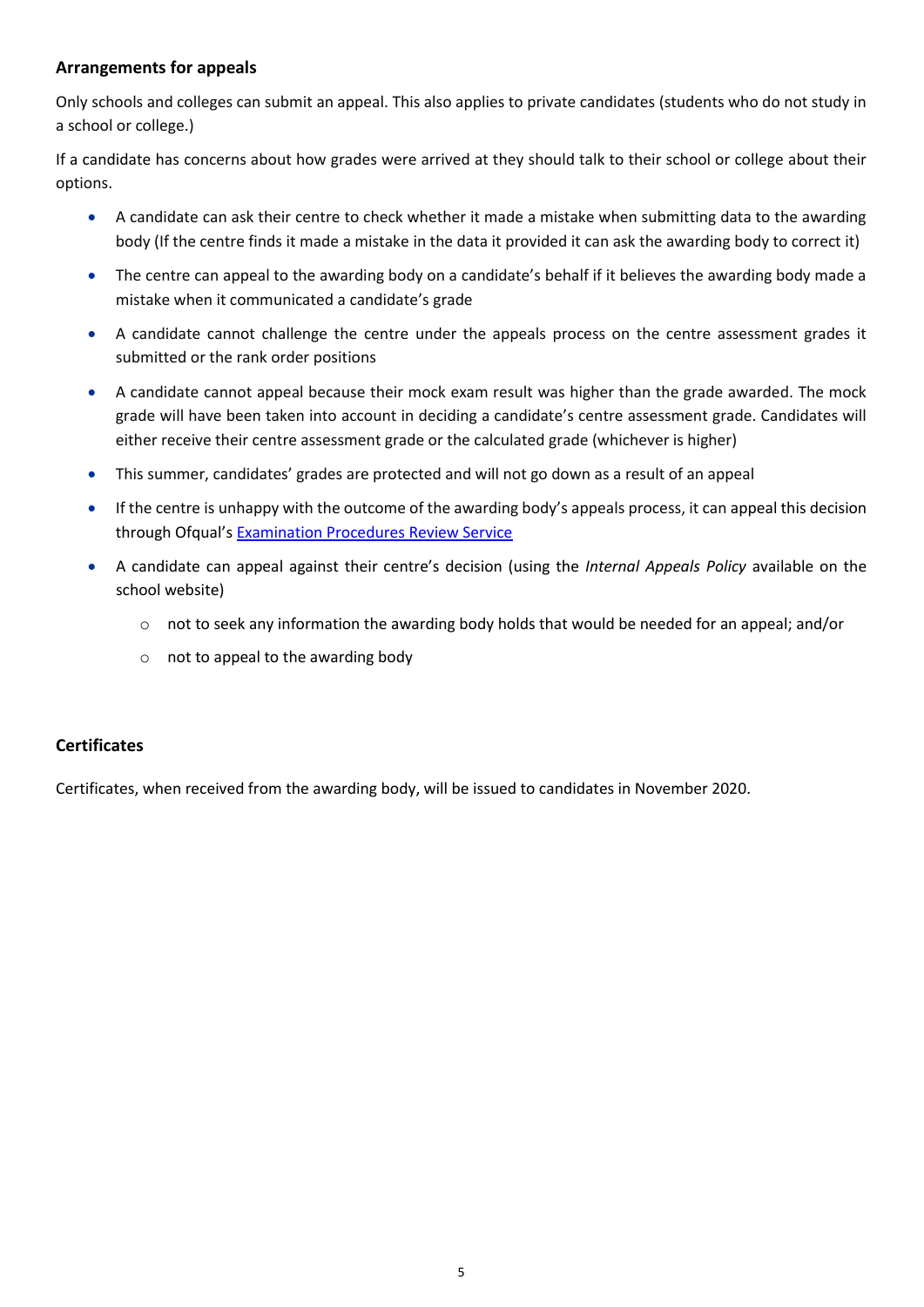## Arrangements for appeals

Only schools and colleges can submit an appeal. This also applies to private candidates (students who do not study in a school or college.)

If a candidate has concerns about how grades were arrived at they should talk to their school or college about their options.

- A candidate can ask their centre to check whether it made a mistake when submitting data to the awarding body (If the centre finds it made a mistake in the data it provided it can ask the awarding body to correct it)
- The centre can appeal to the awarding body on a candidate's behalf if it believes the awarding body made a mistake when it communicated a candidate's grade
- A candidate cannot challenge the centre under the appeals process on the centre assessment grades it submitted or the rank order positions
- A candidate cannot appeal because their mock exam result was higher than the grade awarded. The mock grade will have been taken into account in deciding a candidate's centre assessment grade. Candidates will either receive their centre assessment grade or the calculated grade (whichever is higher)
- This summer, candidates' grades are protected and will not go down as a result of an appeal
- If the centre is unhappy with the outcome of the awarding body's appeals process, it can appeal this decision through Ofqual's Examination Procedures Review Service
- A candidate can appeal against their centre's decision (using the *Internal Appeals Policy* available on the school website)
  - not to seek any information the awarding body holds that would be needed for an appeal; and/or
  - not to appeal to the awarding body

## Certificates

Certificates, when received from the awarding body, will be issued to candidates in November 2020.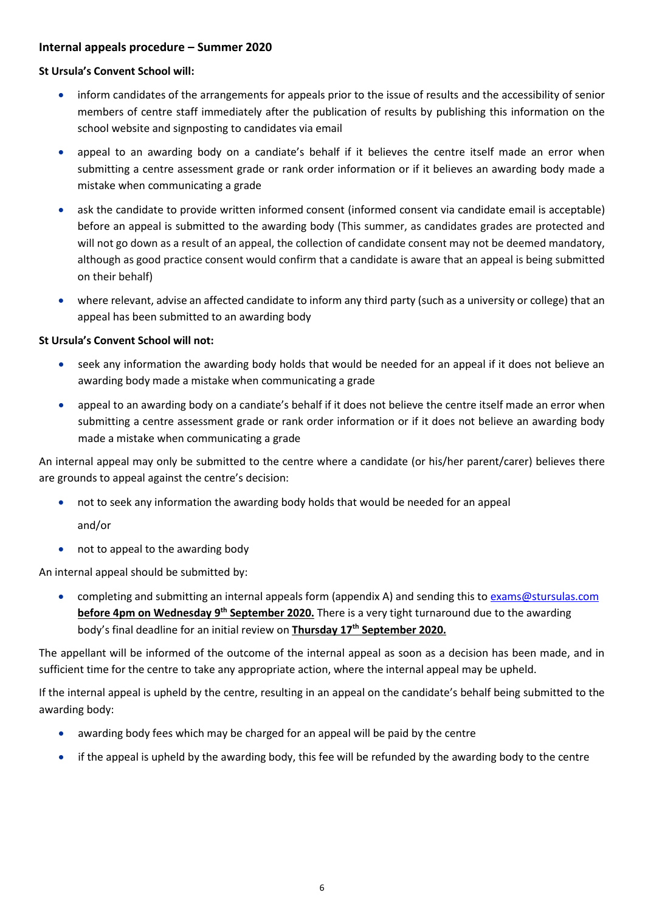### Internal appeals procedure – Summer 2020

**St Ursula's Convent School will:**

- inform candidates of the arrangements for appeals prior to the issue of results and the accessibility of senior members of centre staff immediately after the publication of results by publishing this information on the school website and signposting to candidates via email
- appeal to an awarding body on a candiate's behalf if it believes the centre itself made an error when submitting a centre assessment grade or rank order information or if it believes an awarding body made a mistake when communicating a grade
- ask the candidate to provide written informed consent (informed consent via candidate email is acceptable) before an appeal is submitted to the awarding body (This summer, as candidates grades are protected and will not go down as a result of an appeal, the collection of candidate consent may not be deemed mandatory, although as good practice consent would confirm that a candidate is aware that an appeal is being submitted on their behalf)
- where relevant, advise an affected candidate to inform any third party (such as a university or college) that an appeal has been submitted to an awarding body

**St Ursula's Convent School will not:**

- seek any information the awarding body holds that would be needed for an appeal if it does not believe an awarding body made a mistake when communicating a grade
- appeal to an awarding body on a candiate's behalf if it does not believe the centre itself made an error when submitting a centre assessment grade or rank order information or if it does not believe an awarding body made a mistake when communicating a grade

An internal appeal may only be submitted to the centre where a candidate (or his/her parent/carer) believes there are grounds to appeal against the centre's decision:

- not to seek any information the awarding body holds that would be needed for an appeal

  and/or

- not to appeal to the awarding body

An internal appeal should be submitted by:

- completing and submitting an internal appeals form (appendix A) and sending this to exams@stursulas.com **before 4pm on Wednesday 9th September 2020.** There is a very tight turnaround due to the awarding body's final deadline for an initial review on **Thursday 17th September 2020.**

The appellant will be informed of the outcome of the internal appeal as soon as a decision has been made, and in sufficient time for the centre to take any appropriate action, where the internal appeal may be upheld.

If the internal appeal is upheld by the centre, resulting in an appeal on the candidate's behalf being submitted to the awarding body:

- awarding body fees which may be charged for an appeal will be paid by the centre
- if the appeal is upheld by the awarding body, this fee will be refunded by the awarding body to the centre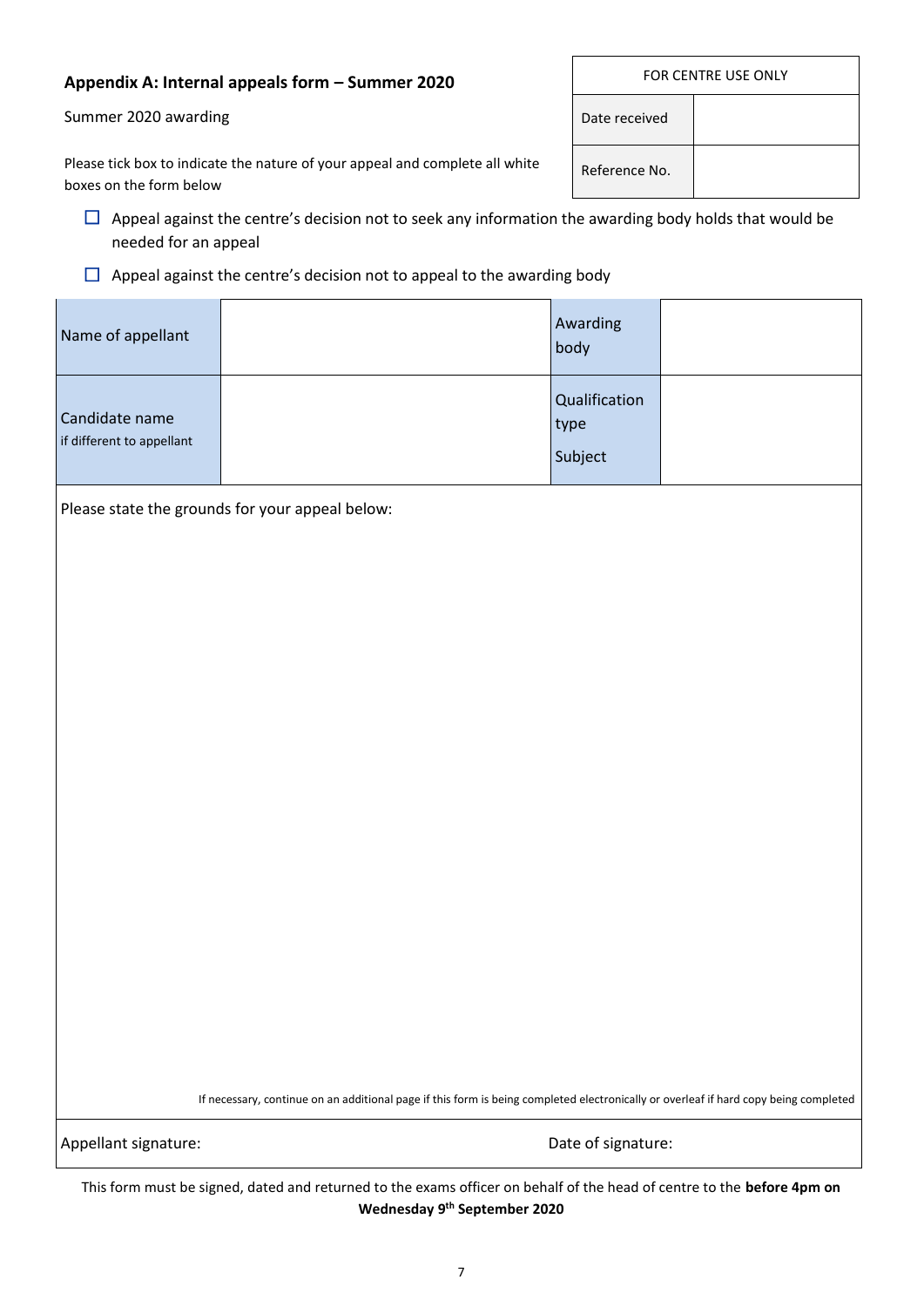## Appendix A: Internal appeals form – Summer 2020

Summer 2020 awarding

| FOR CENTRE USE ONLY | |
|---|---|
| Date received | |
| Reference No. | |

Please tick box to indicate the nature of your appeal and complete all white boxes on the form below

- ☐ Appeal against the centre's decision not to seek any information the awarding body holds that would be needed for an appeal
- ☐ Appeal against the centre's decision not to appeal to the awarding body

| | | | |
|---|---|---|---|
| Name of appellant | | Awarding body | |
| Candidate name<br>if different to appellant | | Qualification type<br>Subject | |

Please state the grounds for your appeal below:

If necessary, continue on an additional page if this form is being completed electronically or overleaf if hard copy being completed

Appellant signature: &nbsp;&nbsp;&nbsp;&nbsp;&nbsp;&nbsp;&nbsp;&nbsp; Date of signature:

This form must be signed, dated and returned to the exams officer on behalf of the head of centre to the **before 4pm on Wednesday 9th September 2020**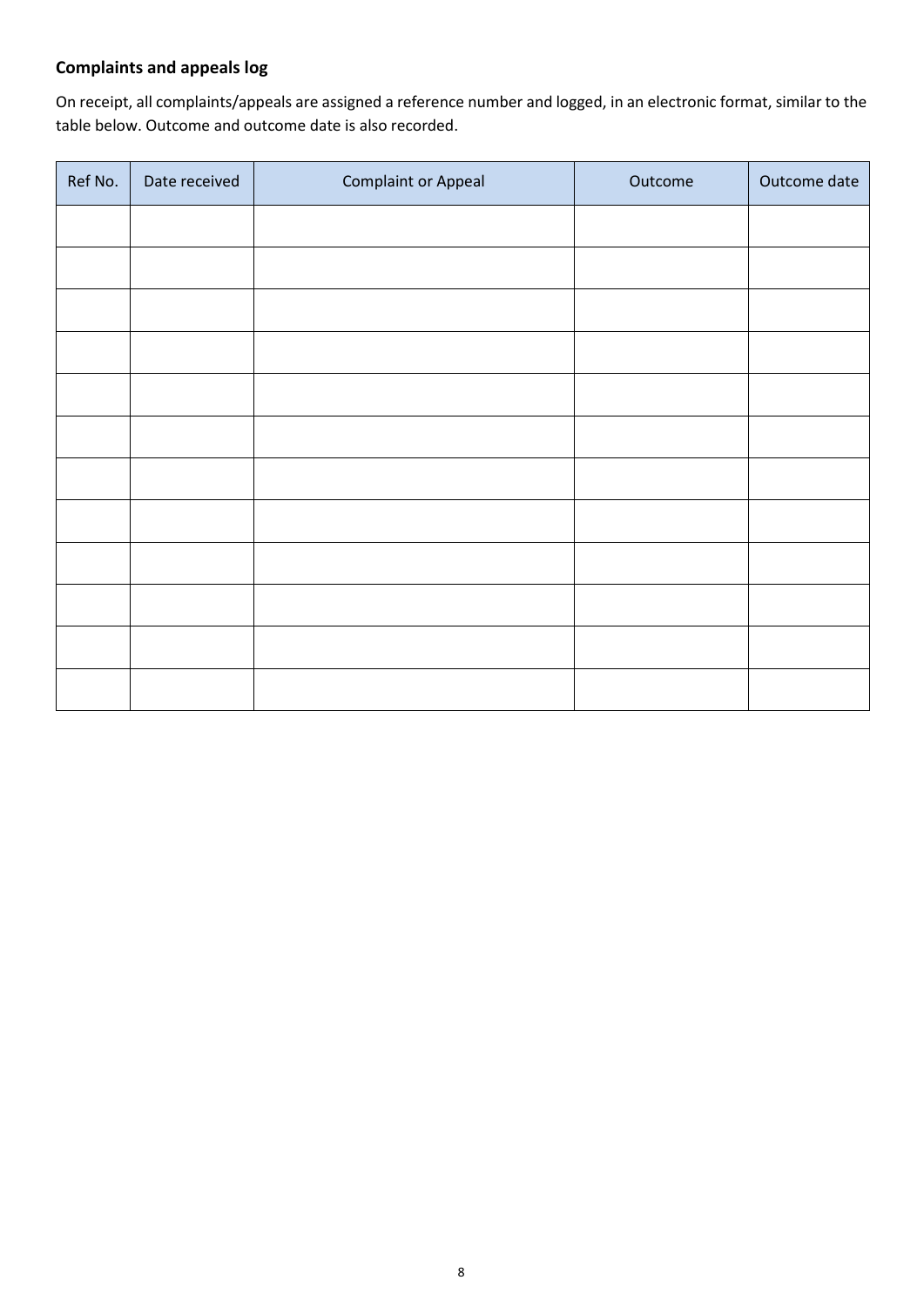**Complaints and appeals log**

On receipt, all complaints/appeals are assigned a reference number and logged, in an electronic format, similar to the table below. Outcome and outcome date is also recorded.

| Ref No. | Date received | Complaint or Appeal | Outcome | Outcome date |
|---|---|---|---|---|
| | | | | |
| | | | | |
| | | | | |
| | | | | |
| | | | | |
| | | | | |
| | | | | |
| | | | | |
| | | | | |
| | | | | |
| | | | | |
| | | | | |